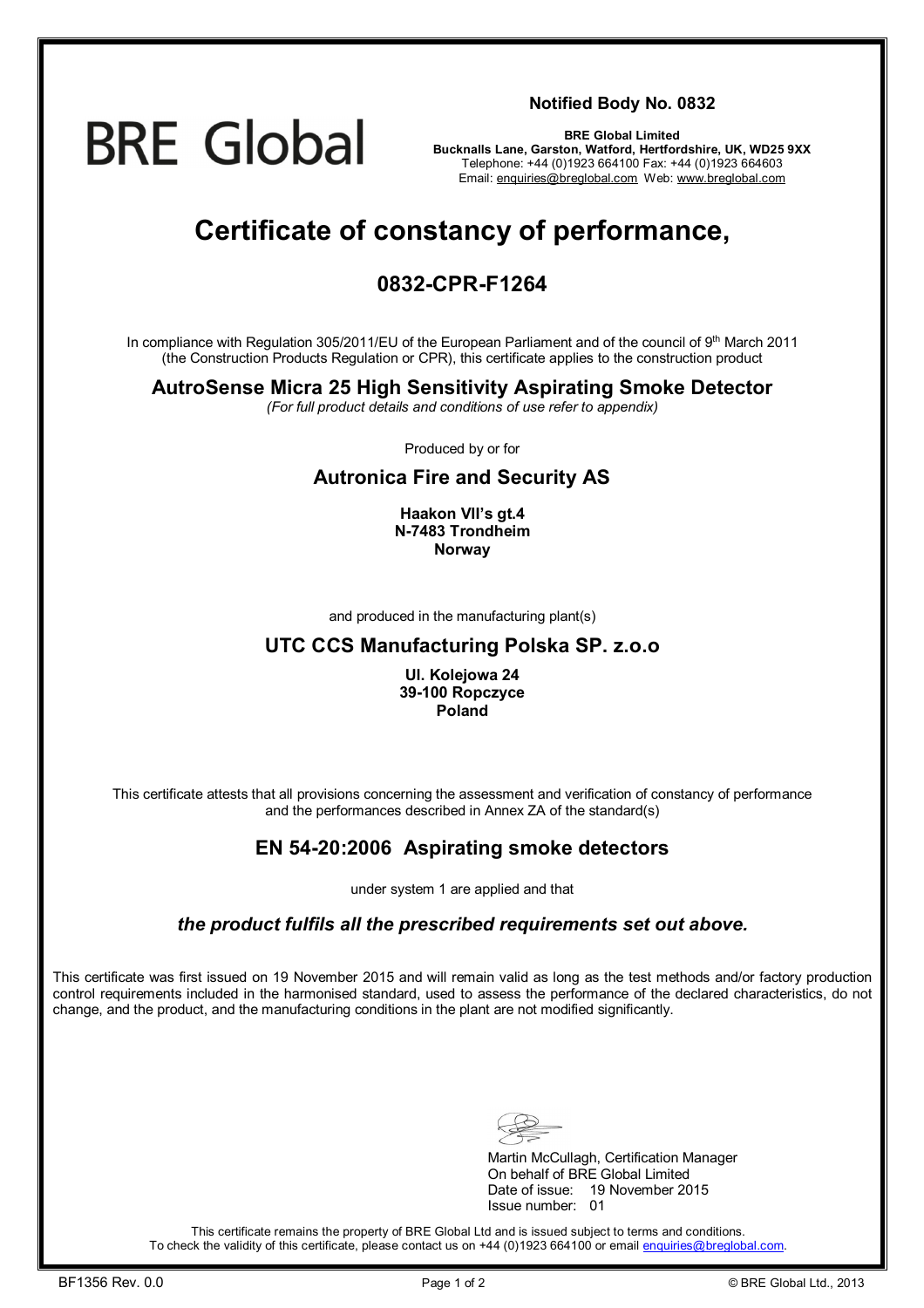BRE Global

**Notified Body No. 0832**

**BRE Global Limited**
**Bucknalls Lane, Garston, Watford, Hertfordshire, UK, WD25 9XX**
Telephone: +44 (0)1923 664100 Fax: +44 (0)1923 664603
Email: enquiries@breglobal.com Web: www.breglobal.com

# Certificate of constancy of performance,

## 0832-CPR-F1264

In compliance with Regulation 305/2011/EU of the European Parliament and of the council of 9th March 2011 (the Construction Products Regulation or CPR), this certificate applies to the construction product

### AutroSense Micra 25 High Sensitivity Aspirating Smoke Detector

*(For full product details and conditions of use refer to appendix)*

Produced by or for

### Autronica Fire and Security AS

**Haakon VII's gt.4**
**N-7483 Trondheim**
**Norway**

and produced in the manufacturing plant(s)

### UTC CCS Manufacturing Polska SP. z.o.o

**Ul. Kolejowa 24**
**39-100 Ropczyce**
**Poland**

This certificate attests that all provisions concerning the assessment and verification of constancy of performance and the performances described in Annex ZA of the standard(s)

### EN 54-20:2006 Aspirating smoke detectors

under system 1 are applied and that

***the product fulfils all the prescribed requirements set out above.***

This certificate was first issued on 19 November 2015 and will remain valid as long as the test methods and/or factory production control requirements included in the harmonised standard, used to assess the performance of the declared characteristics, do not change, and the product, and the manufacturing conditions in the plant are not modified significantly.

Martin McCullagh, Certification Manager
On behalf of BRE Global Limited
Date of issue: 19 November 2015
Issue number: 01

This certificate remains the property of BRE Global Ltd and is issued subject to terms and conditions.
To check the validity of this certificate, please contact us on +44 (0)1923 664100 or email enquiries@breglobal.com.

BF1356 Rev. 0.0 © BRE Global Ltd., 2013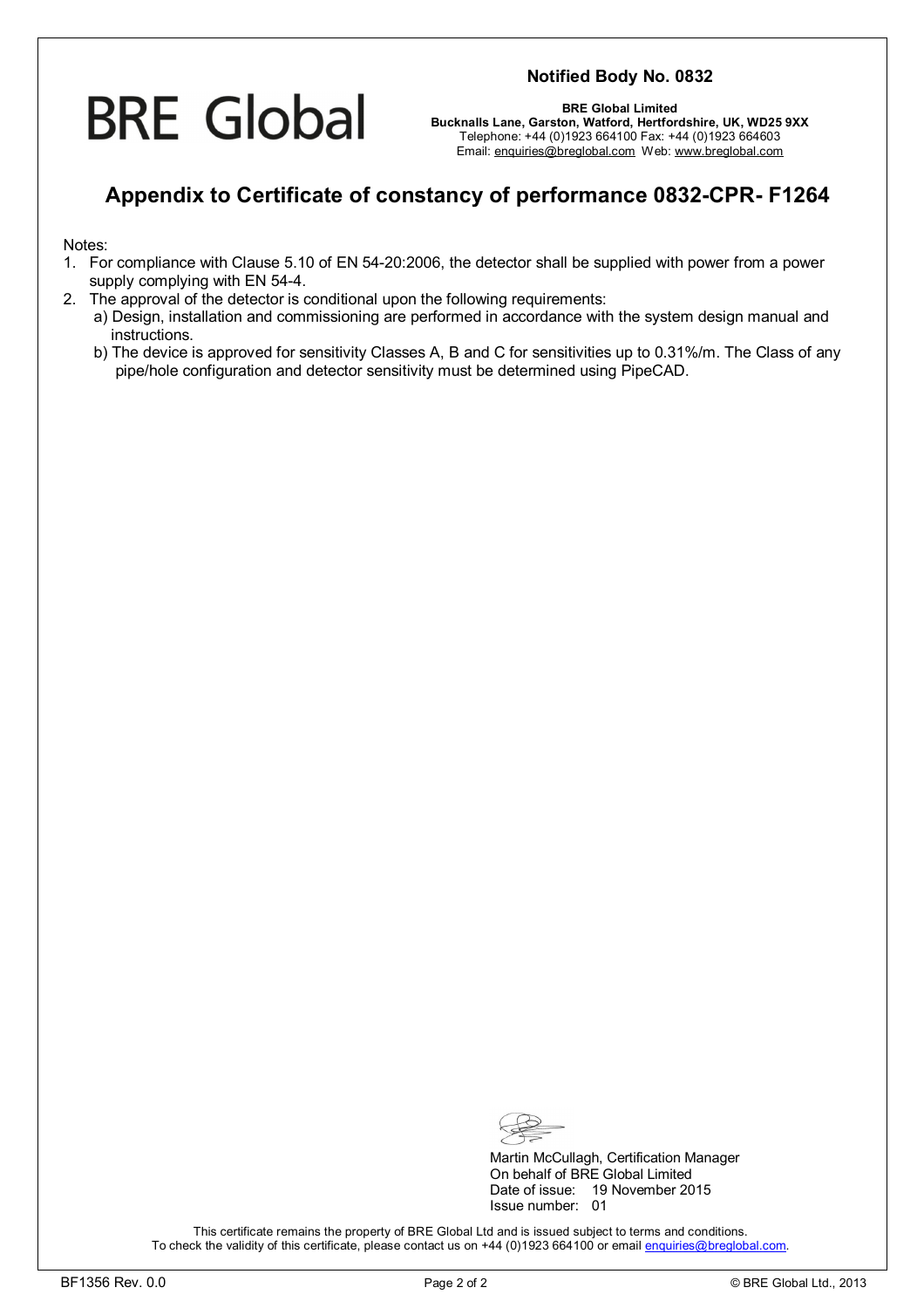**Notified Body No. 0832**

BRE Global

**BRE Global Limited**
**Bucknalls Lane, Garston, Watford, Hertfordshire, UK, WD25 9XX**
Telephone: +44 (0)1923 664100 Fax: +44 (0)1923 664603
Email: enquiries@breglobal.com Web: www.breglobal.com

# Appendix to Certificate of constancy of performance 0832-CPR- F1264

Notes:

1. For compliance with Clause 5.10 of EN 54-20:2006, the detector shall be supplied with power from a power supply complying with EN 54-4.
2. The approval of the detector is conditional upon the following requirements:
   a) Design, installation and commissioning are performed in accordance with the system design manual and instructions.
   b) The device is approved for sensitivity Classes A, B and C for sensitivities up to 0.31%/m. The Class of any pipe/hole configuration and detector sensitivity must be determined using PipeCAD.

Martin McCullagh, Certification Manager
On behalf of BRE Global Limited
Date of issue: 19 November 2015
Issue number: 01

This certificate remains the property of BRE Global Ltd and is issued subject to terms and conditions.
To check the validity of this certificate, please contact us on +44 (0)1923 664100 or email enquiries@breglobal.com.

BF1356 Rev. 0.0

© BRE Global Ltd., 2013